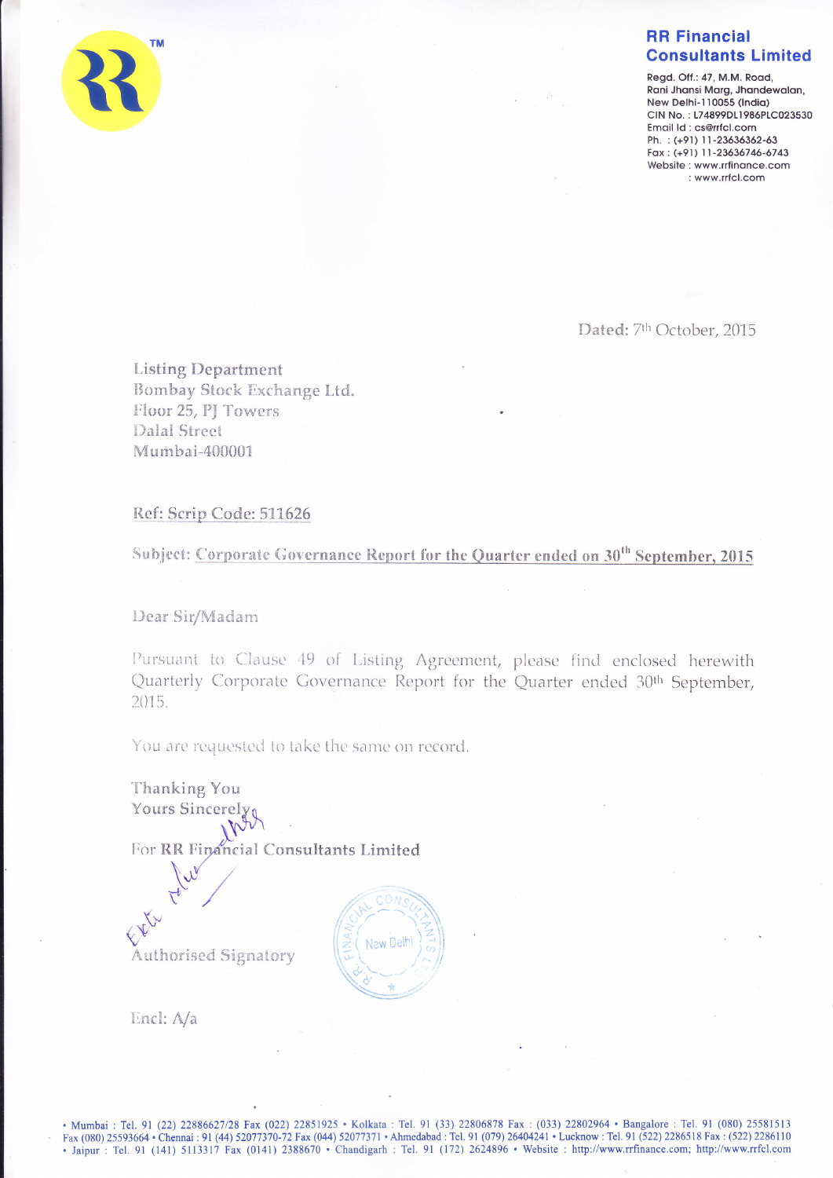**RR Financial Consultants Limited**

Regd. Off.: 47, M.M. Road,
Rani Jhansi Marg, Jhandewalan,
New Delhi-110055 (India)
CIN No. : L74899DL1986PLC023530
Email Id : cs@rrfcl.com
Ph. : (+91) 11-23636362-63
Fax : (+91) 11-23636746-6743
Website : www.rrfinance.com
: www.rrfcl.com

Dated: 7th October, 2015

Listing Department
Bombay Stock Exchange Ltd.
Floor 25, PJ Towers
Dalal Street
Mumbai-400001

Ref: Scrip Code: 511626

Subject: Corporate Governance Report for the Quarter ended on 30th September, 2015

Dear Sir/Madam

Pursuant to Clause 49 of Listing Agreement, please find enclosed herewith Quarterly Corporate Governance Report for the Quarter ended 30th September, 2015.

You are requested to take the same on record.

Thanking You
Yours Sincerely

For RR Financial Consultants Limited

Authorised Signatory

Encl: A/a

• Mumbai : Tel. 91 (22) 22886627/28 Fax (022) 22851925 • Kolkata : Tel. 91 (33) 22806878 Fax : (033) 22802964 • Bangalore : Tel. 91 (080) 25581513 Fax (080) 25593664 • Chennai : 91 (44) 52077370-72 Fax (044) 52077371 • Ahmedabad : Tel. 91 (079) 26404241 • Lucknow : Tel. 91 (522) 2286518 Fax : (522) 2286110 • Jaipur : Tel. 91 (141) 5113317 Fax (0141) 2388670 • Chandigarh : Tel. 91 (172) 2624896 • Website : http://www.rrfinance.com; http://www.rrfcl.com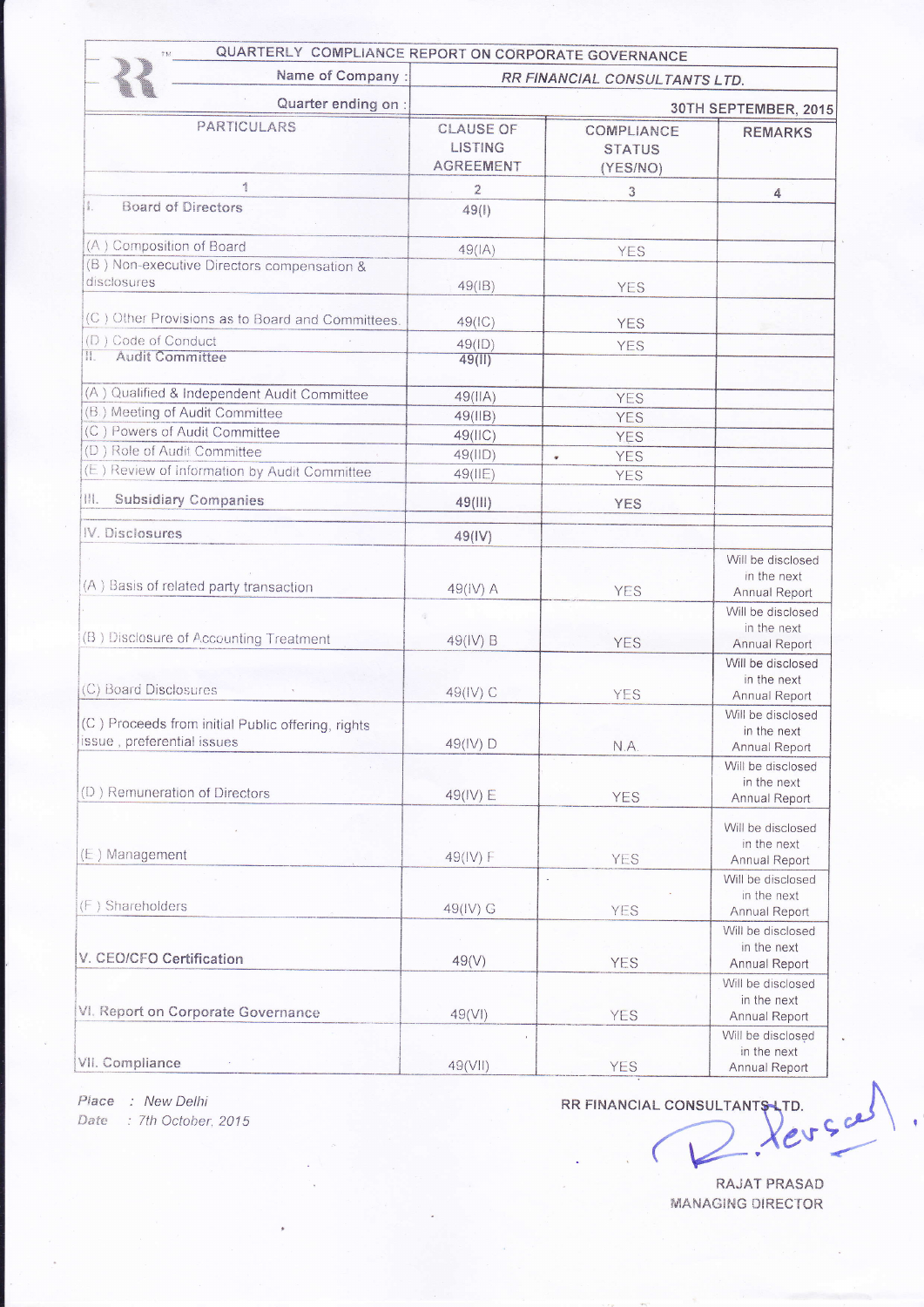# QUARTERLY COMPLIANCE REPORT ON CORPORATE GOVERNANCE

| | |
|---|---|
| Name of Company : | RR FINANCIAL CONSULTANTS LTD. |
| Quarter ending on : | 30TH SEPTEMBER, 2015 |

| PARTICULARS | CLAUSE OF LISTING AGREEMENT | COMPLIANCE STATUS (YES/NO) | REMARKS |
|---|---|---|---|
| 1 | 2 | 3 | 4 |
| I. Board of Directors | 49(I) | | |
| (A ) Composition of Board | 49(IA) | YES | |
| (B ) Non-executive Directors compensation & disclosures | 49(IB) | YES | |
| (C ) Other Provisions as to Board and Committees. | 49(IC) | YES | |
| (D ) Code of Conduct | 49(ID) | YES | |
| II. Audit Committee | 49(II) | | |
| (A ) Qualified & Independent Audit Committee | 49(IIA) | YES | |
| (B ) Meeting of Audit Committee | 49(IIB) | YES | |
| (C ) Powers of Audit Committee | 49(IIC) | YES | |
| (D ) Role of Audit Committee | 49(IID) | YES | |
| (E ) Review of Information by Audit Committee | 49(IIE) | YES | |
| III. Subsidiary Companies | 49(III) | YES | |
| IV. Disclosures | 49(IV) | | |
| (A ) Basis of related party transaction | 49(IV) A | YES | Will be disclosed in the next Annual Report |
| (B ) Disclosure of Accounting Treatment | 49(IV) B | YES | Will be disclosed in the next Annual Report |
| (C) Board Disclosures | 49(IV) C | YES | Will be disclosed in the next Annual Report |
| (C ) Proceeds from initial Public offering, rights issue , preferential issues | 49(IV) D | N.A. | Will be disclosed in the next Annual Report |
| (D ) Remuneration of Directors | 49(IV) E | YES | Will be disclosed in the next Annual Report |
| (E ) Management | 49(IV) F | YES | Will be disclosed in the next Annual Report |
| (F ) Shareholders | 49(IV) G | YES | Will be disclosed in the next Annual Report |
| V. CEO/CFO Certification | 49(V) | YES | Will be disclosed in the next Annual Report |
| VI. Report on Corporate Governance | 49(VI) | YES | Will be disclosed in the next Annual Report |
| VII. Compliance | 49(VII) | YES | Will be disclosed in the next Annual Report |

*Place : New Delhi*
*Date : 7th October, 2015*

RR FINANCIAL CONSULTANTS LTD.

RAJAT PRASAD
MANAGING DIRECTOR